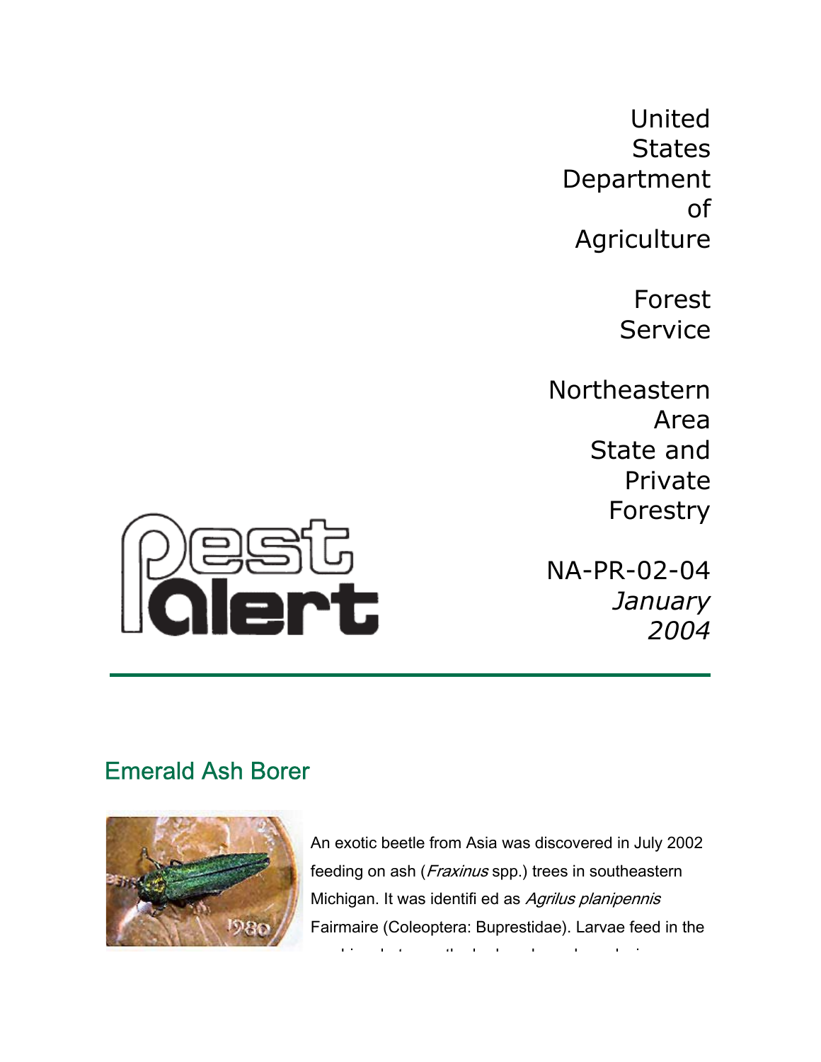United States Department of Agriculture

Forest Service

Northeastern Area State and Private Forestry

NA-PR-02-04
*January 2004*

Pest Alert

## Emerald Ash Borer

An exotic beetle from Asia was discovered in July 2002 feeding on ash (*Fraxinus* spp.) trees in southeastern Michigan. It was identifi ed as *Agrilus planipennis* Fairmaire (Coleoptera: Buprestidae). Larvae feed in the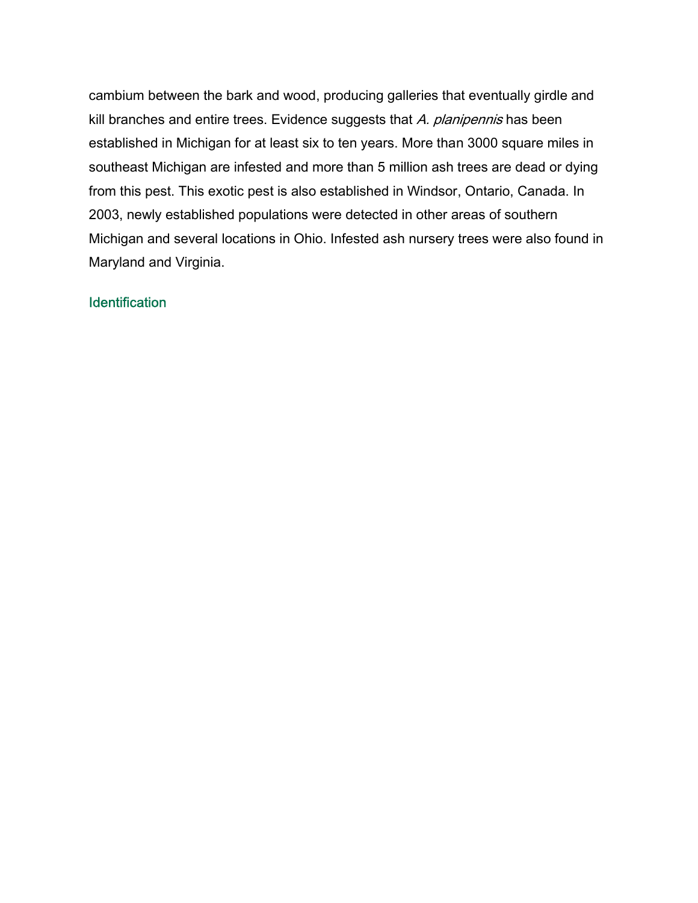cambium between the bark and wood, producing galleries that eventually girdle and kill branches and entire trees. Evidence suggests that *A. planipennis* has been established in Michigan for at least six to ten years. More than 3000 square miles in southeast Michigan are infested and more than 5 million ash trees are dead or dying from this pest. This exotic pest is also established in Windsor, Ontario, Canada. In 2003, newly established populations were detected in other areas of southern Michigan and several locations in Ohio. Infested ash nursery trees were also found in Maryland and Virginia.

## Identification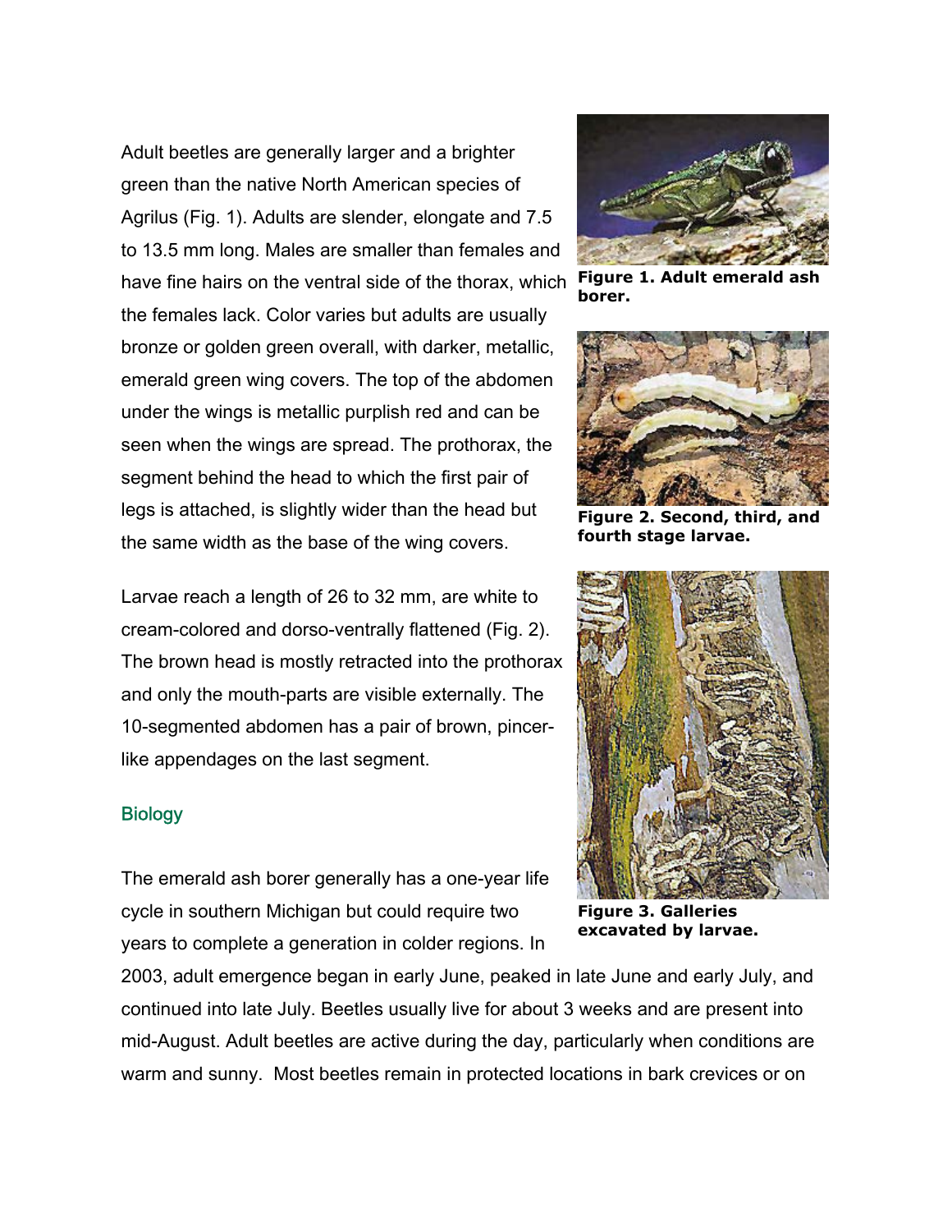Adult beetles are generally larger and a brighter green than the native North American species of Agrilus (Fig. 1). Adults are slender, elongate and 7.5 to 13.5 mm long. Males are smaller than females and have fine hairs on the ventral side of the thorax, which the females lack. Color varies but adults are usually bronze or golden green overall, with darker, metallic, emerald green wing covers. The top of the abdomen under the wings is metallic purplish red and can be seen when the wings are spread. The prothorax, the segment behind the head to which the first pair of legs is attached, is slightly wider than the head but the same width as the base of the wing covers.

**Figure 1. Adult emerald ash borer.**

**Figure 2. Second, third, and fourth stage larvae.**

**Figure 3. Galleries excavated by larvae.**

Larvae reach a length of 26 to 32 mm, are white to cream-colored and dorso-ventrally flattened (Fig. 2). The brown head is mostly retracted into the prothorax and only the mouth-parts are visible externally. The 10-segmented abdomen has a pair of brown, pincer-like appendages on the last segment.

## Biology

The emerald ash borer generally has a one-year life cycle in southern Michigan but could require two years to complete a generation in colder regions. In 2003, adult emergence began in early June, peaked in late June and early July, and continued into late July. Beetles usually live for about 3 weeks and are present into mid-August. Adult beetles are active during the day, particularly when conditions are warm and sunny. Most beetles remain in protected locations in bark crevices or on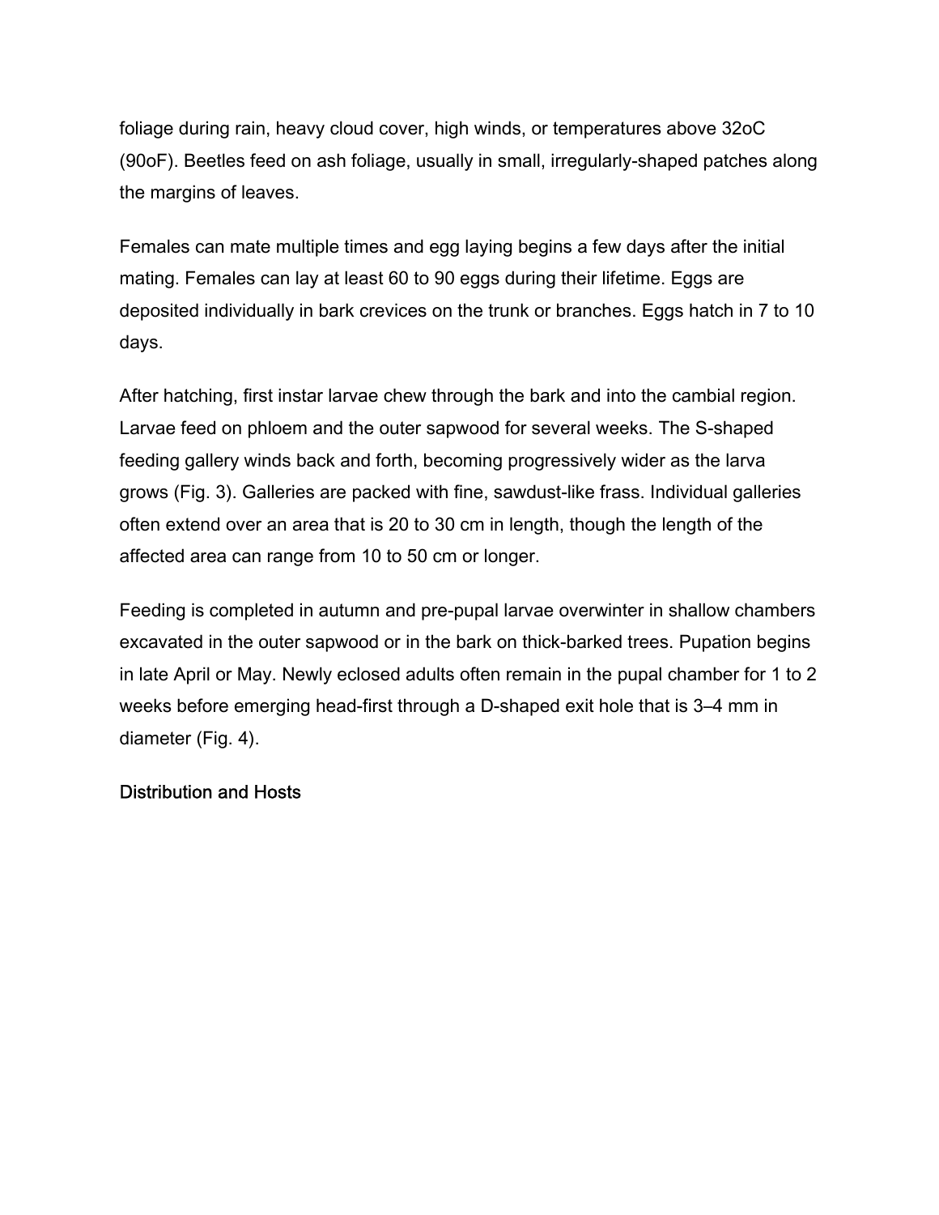foliage during rain, heavy cloud cover, high winds, or temperatures above 32oC (90oF). Beetles feed on ash foliage, usually in small, irregularly-shaped patches along the margins of leaves.

Females can mate multiple times and egg laying begins a few days after the initial mating. Females can lay at least 60 to 90 eggs during their lifetime. Eggs are deposited individually in bark crevices on the trunk or branches. Eggs hatch in 7 to 10 days.

After hatching, first instar larvae chew through the bark and into the cambial region. Larvae feed on phloem and the outer sapwood for several weeks. The S-shaped feeding gallery winds back and forth, becoming progressively wider as the larva grows (Fig. 3). Galleries are packed with fine, sawdust-like frass. Individual galleries often extend over an area that is 20 to 30 cm in length, though the length of the affected area can range from 10 to 50 cm or longer.

Feeding is completed in autumn and pre-pupal larvae overwinter in shallow chambers excavated in the outer sapwood or in the bark on thick-barked trees. Pupation begins in late April or May. Newly eclosed adults often remain in the pupal chamber for 1 to 2 weeks before emerging head-first through a D-shaped exit hole that is 3–4 mm in diameter (Fig. 4).

## Distribution and Hosts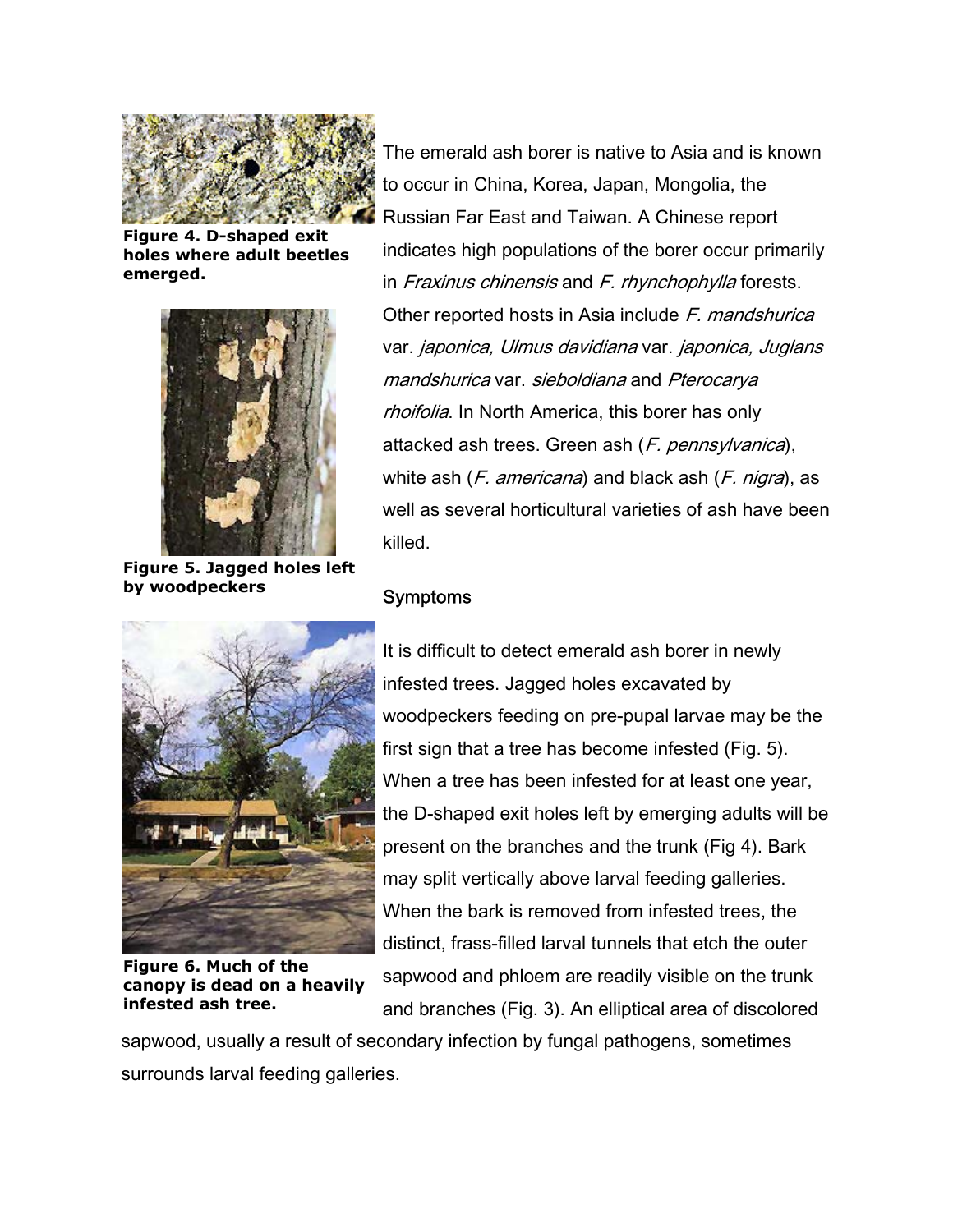**Figure 4. D-shaped exit holes where adult beetles emerged.**

**Figure 5. Jagged holes left by woodpeckers**

**Figure 6. Much of the canopy is dead on a heavily infested ash tree.**

The emerald ash borer is native to Asia and is known to occur in China, Korea, Japan, Mongolia, the Russian Far East and Taiwan. A Chinese report indicates high populations of the borer occur primarily in *Fraxinus chinensis* and *F. rhynchophylla* forests. Other reported hosts in Asia include *F. mandshurica* var. *japonica, Ulmus davidiana* var. *japonica, Juglans mandshurica* var. *sieboldiana* and *Pterocarya rhoifolia*. In North America, this borer has only attacked ash trees. Green ash (*F. pennsylvanica*), white ash (*F. americana*) and black ash (*F. nigra*), as well as several horticultural varieties of ash have been killed.

## Symptoms

It is difficult to detect emerald ash borer in newly infested trees. Jagged holes excavated by woodpeckers feeding on pre-pupal larvae may be the first sign that a tree has become infested (Fig. 5). When a tree has been infested for at least one year, the D-shaped exit holes left by emerging adults will be present on the branches and the trunk (Fig 4). Bark may split vertically above larval feeding galleries. When the bark is removed from infested trees, the distinct, frass-filled larval tunnels that etch the outer sapwood and phloem are readily visible on the trunk and branches (Fig. 3). An elliptical area of discolored sapwood, usually a result of secondary infection by fungal pathogens, sometimes surrounds larval feeding galleries.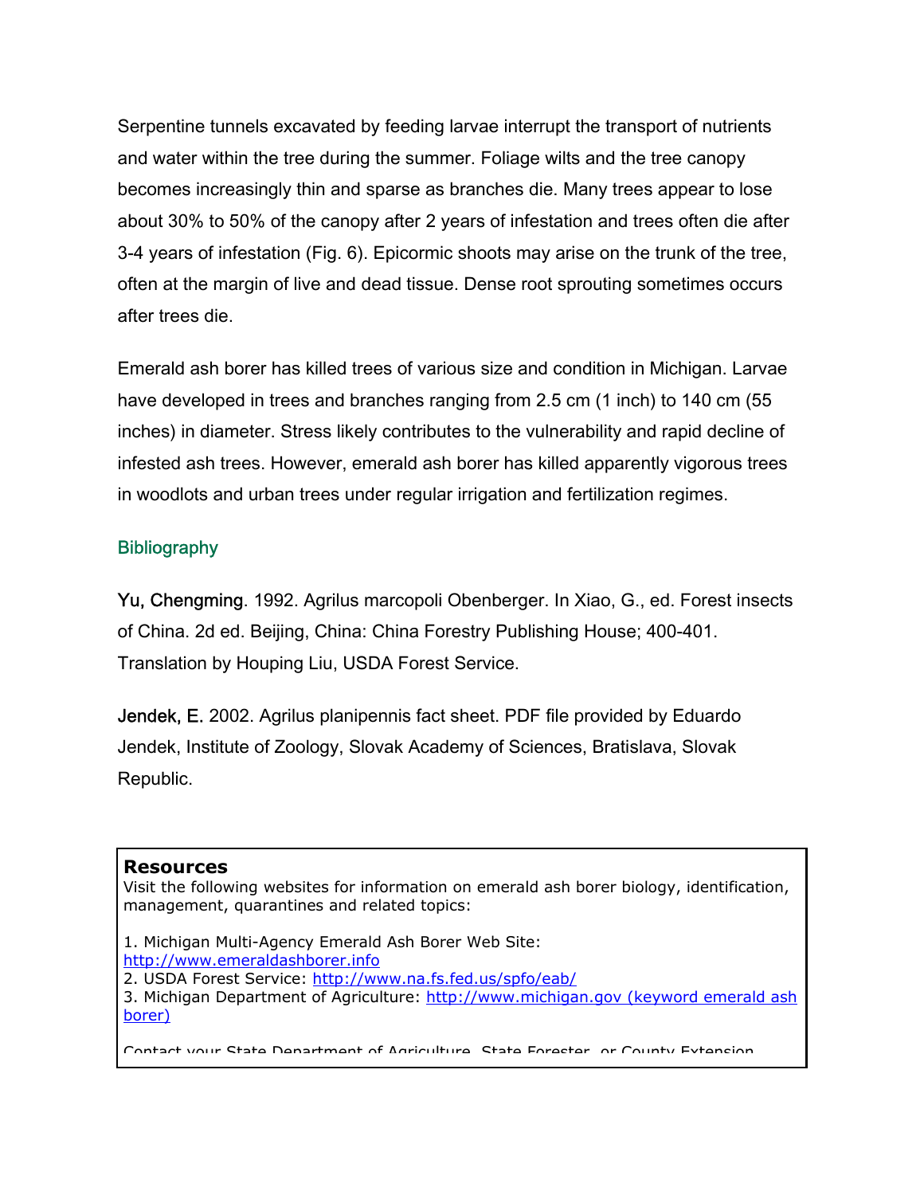Serpentine tunnels excavated by feeding larvae interrupt the transport of nutrients and water within the tree during the summer. Foliage wilts and the tree canopy becomes increasingly thin and sparse as branches die. Many trees appear to lose about 30% to 50% of the canopy after 2 years of infestation and trees often die after 3-4 years of infestation (Fig. 6). Epicormic shoots may arise on the trunk of the tree, often at the margin of live and dead tissue. Dense root sprouting sometimes occurs after trees die.

Emerald ash borer has killed trees of various size and condition in Michigan. Larvae have developed in trees and branches ranging from 2.5 cm (1 inch) to 140 cm (55 inches) in diameter. Stress likely contributes to the vulnerability and rapid decline of infested ash trees. However, emerald ash borer has killed apparently vigorous trees in woodlots and urban trees under regular irrigation and fertilization regimes.

## Bibliography

Yu, Chengming. 1992. Agrilus marcopoli Obenberger. In Xiao, G., ed. Forest insects of China. 2d ed. Beijing, China: China Forestry Publishing House; 400-401. Translation by Houping Liu, USDA Forest Service.

Jendek, E. 2002. Agrilus planipennis fact sheet. PDF file provided by Eduardo Jendek, Institute of Zoology, Slovak Academy of Sciences, Bratislava, Slovak Republic.

**Resources**

Visit the following websites for information on emerald ash borer biology, identification, management, quarantines and related topics:

1. Michigan Multi-Agency Emerald Ash Borer Web Site: http://www.emeraldashborer.info
2. USDA Forest Service: http://www.na.fs.fed.us/spfo/eab/
3. Michigan Department of Agriculture: http://www.michigan.gov (keyword emerald ash borer)

Contact your State Department of Agriculture, State Forester, or County Extension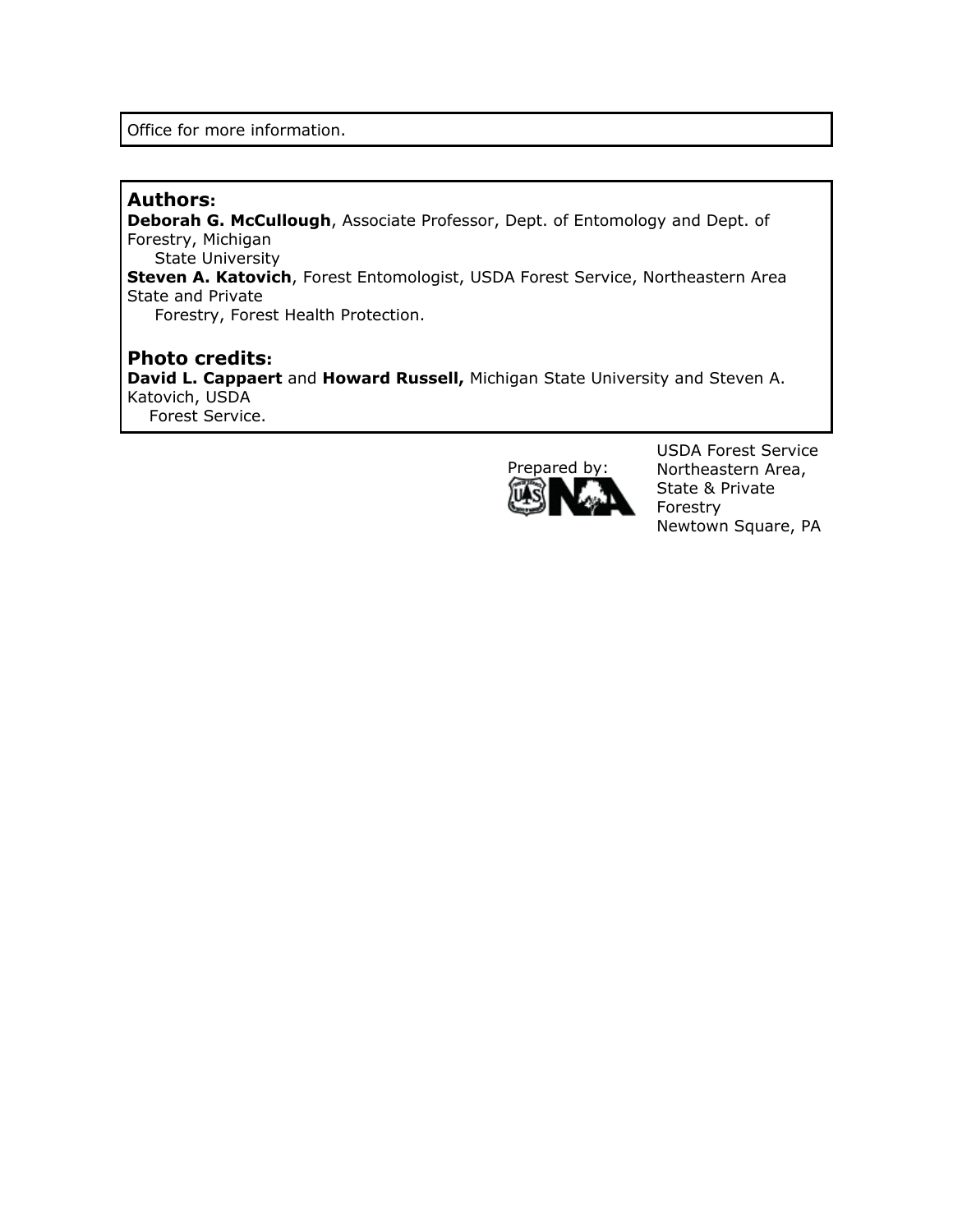Office for more information.

## Authors:

**Deborah G. McCullough**, Associate Professor, Dept. of Entomology and Dept. of Forestry, Michigan State University
**Steven A. Katovich**, Forest Entomologist, USDA Forest Service, Northeastern Area State and Private Forestry, Forest Health Protection.

## Photo credits:

**David L. Cappaert** and **Howard Russell,** Michigan State University and Steven A. Katovich, USDA Forest Service.

Prepared by:

USDA Forest Service
Northeastern Area,
State & Private
Forestry
Newtown Square, PA